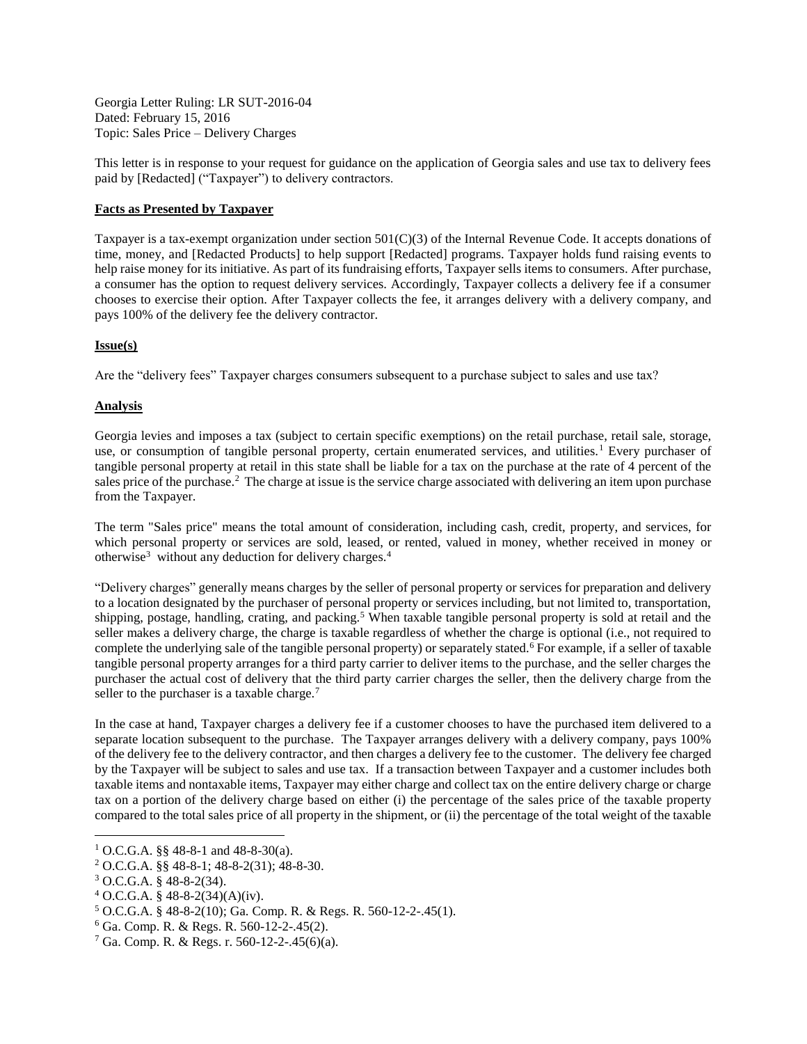Georgia Letter Ruling: LR SUT-2016-04
Dated: February 15, 2016
Topic: Sales Price – Delivery Charges

This letter is in response to your request for guidance on the application of Georgia sales and use tax to delivery fees paid by [Redacted] ("Taxpayer") to delivery contractors.

**Facts as Presented by Taxpayer**

Taxpayer is a tax-exempt organization under section 501(C)(3) of the Internal Revenue Code. It accepts donations of time, money, and [Redacted Products] to help support [Redacted] programs. Taxpayer holds fund raising events to help raise money for its initiative. As part of its fundraising efforts, Taxpayer sells items to consumers. After purchase, a consumer has the option to request delivery services. Accordingly, Taxpayer collects a delivery fee if a consumer chooses to exercise their option. After Taxpayer collects the fee, it arranges delivery with a delivery company, and pays 100% of the delivery fee the delivery contractor.

**Issue(s)**

Are the "delivery fees" Taxpayer charges consumers subsequent to a purchase subject to sales and use tax?

**Analysis**

Georgia levies and imposes a tax (subject to certain specific exemptions) on the retail purchase, retail sale, storage, use, or consumption of tangible personal property, certain enumerated services, and utilities.[1] Every purchaser of tangible personal property at retail in this state shall be liable for a tax on the purchase at the rate of 4 percent of the sales price of the purchase.[2] The charge at issue is the service charge associated with delivering an item upon purchase from the Taxpayer.

The term "Sales price" means the total amount of consideration, including cash, credit, property, and services, for which personal property or services are sold, leased, or rented, valued in money, whether received in money or otherwise[3] without any deduction for delivery charges.[4]

"Delivery charges" generally means charges by the seller of personal property or services for preparation and delivery to a location designated by the purchaser of personal property or services including, but not limited to, transportation, shipping, postage, handling, crating, and packing.[5] When taxable tangible personal property is sold at retail and the seller makes a delivery charge, the charge is taxable regardless of whether the charge is optional (i.e., not required to complete the underlying sale of the tangible personal property) or separately stated.[6] For example, if a seller of taxable tangible personal property arranges for a third party carrier to deliver items to the purchase, and the seller charges the purchaser the actual cost of delivery that the third party carrier charges the seller, then the delivery charge from the seller to the purchaser is a taxable charge.[7]

In the case at hand, Taxpayer charges a delivery fee if a customer chooses to have the purchased item delivered to a separate location subsequent to the purchase. The Taxpayer arranges delivery with a delivery company, pays 100% of the delivery fee to the delivery contractor, and then charges a delivery fee to the customer. The delivery fee charged by the Taxpayer will be subject to sales and use tax. If a transaction between Taxpayer and a customer includes both taxable items and nontaxable items, Taxpayer may either charge and collect tax on the entire delivery charge or charge tax on a portion of the delivery charge based on either (i) the percentage of the sales price of the taxable property compared to the total sales price of all property in the shipment, or (ii) the percentage of the total weight of the taxable

---

[1] O.C.G.A. §§ 48-8-1 and 48-8-30(a).

[2] O.C.G.A. §§ 48-8-1; 48-8-2(31); 48-8-30.

[3] O.C.G.A. § 48-8-2(34).

[4] O.C.G.A. § 48-8-2(34)(A)(iv).

[5] O.C.G.A. § 48-8-2(10); Ga. Comp. R. & Regs. R. 560-12-2-.45(1).

[6] Ga. Comp. R. & Regs. R. 560-12-2-.45(2).

[7] Ga. Comp. R. & Regs. r. 560-12-2-.45(6)(a).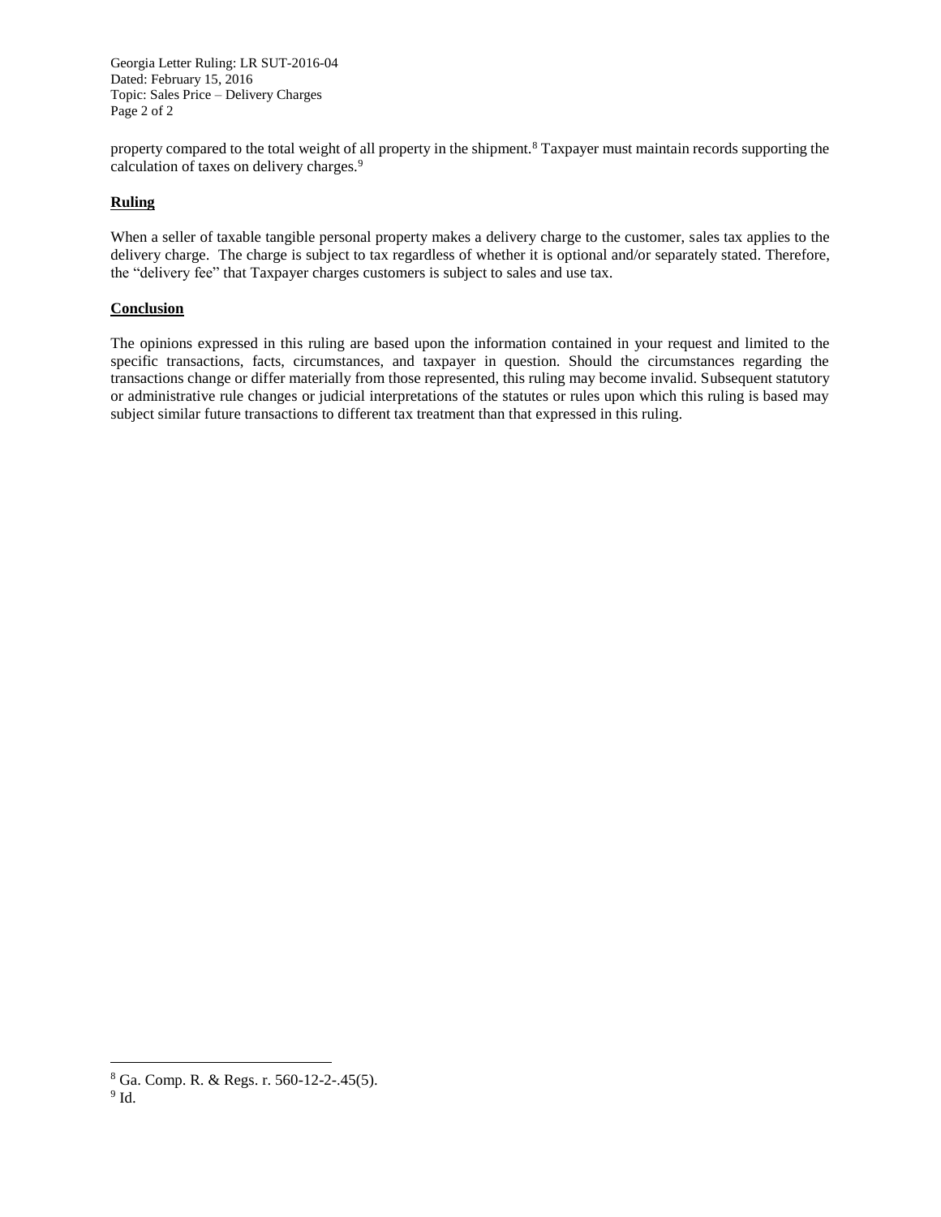property compared to the total weight of all property in the shipment.[8] Taxpayer must maintain records supporting the calculation of taxes on delivery charges.[9]

## Ruling

When a seller of taxable tangible personal property makes a delivery charge to the customer, sales tax applies to the delivery charge. The charge is subject to tax regardless of whether it is optional and/or separately stated. Therefore, the "delivery fee" that Taxpayer charges customers is subject to sales and use tax.

## Conclusion

The opinions expressed in this ruling are based upon the information contained in your request and limited to the specific transactions, facts, circumstances, and taxpayer in question. Should the circumstances regarding the transactions change or differ materially from those represented, this ruling may become invalid. Subsequent statutory or administrative rule changes or judicial interpretations of the statutes or rules upon which this ruling is based may subject similar future transactions to different tax treatment than that expressed in this ruling.

---

[8] Ga. Comp. R. & Regs. r. 560-12-2-.45(5).

[9] Id.